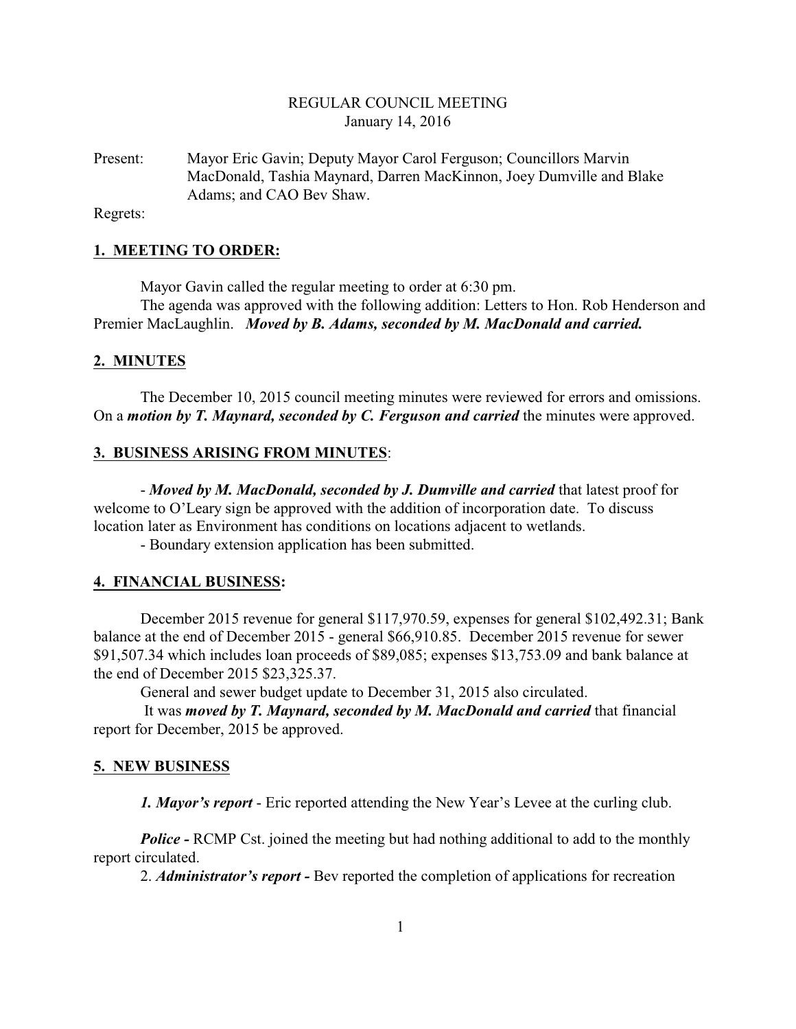REGULAR COUNCIL MEETING
January 14, 2016

Present: Mayor Eric Gavin; Deputy Mayor Carol Ferguson; Councillors Marvin MacDonald, Tashia Maynard, Darren MacKinnon, Joey Dumville and Blake Adams; and CAO Bev Shaw.

Regrets:

## 1. MEETING TO ORDER:

Mayor Gavin called the regular meeting to order at 6:30 pm.

The agenda was approved with the following addition: Letters to Hon. Rob Henderson and Premier MacLaughlin. ***Moved by B. Adams, seconded by M. MacDonald and carried.***

## 2. MINUTES

The December 10, 2015 council meeting minutes were reviewed for errors and omissions. On a ***motion by T. Maynard, seconded by C. Ferguson and carried*** the minutes were approved.

## 3. BUSINESS ARISING FROM MINUTES:

- ***Moved by M. MacDonald, seconded by J. Dumville and carried*** that latest proof for welcome to O'Leary sign be approved with the addition of incorporation date. To discuss location later as Environment has conditions on locations adjacent to wetlands.
- Boundary extension application has been submitted.

## 4. FINANCIAL BUSINESS:

December 2015 revenue for general $117,970.59, expenses for general $102,492.31; Bank balance at the end of December 2015 - general $66,910.85. December 2015 revenue for sewer $91,507.34 which includes loan proceeds of $89,085; expenses $13,753.09 and bank balance at the end of December 2015 $23,325.37.

General and sewer budget update to December 31, 2015 also circulated.

It was ***moved by T. Maynard, seconded by M. MacDonald and carried*** that financial report for December, 2015 be approved.

## 5. NEW BUSINESS

***1. Mayor's report*** - Eric reported attending the New Year's Levee at the curling club.

***Police -*** RCMP Cst. joined the meeting but had nothing additional to add to the monthly report circulated.

2. ***Administrator's report -*** Bev reported the completion of applications for recreation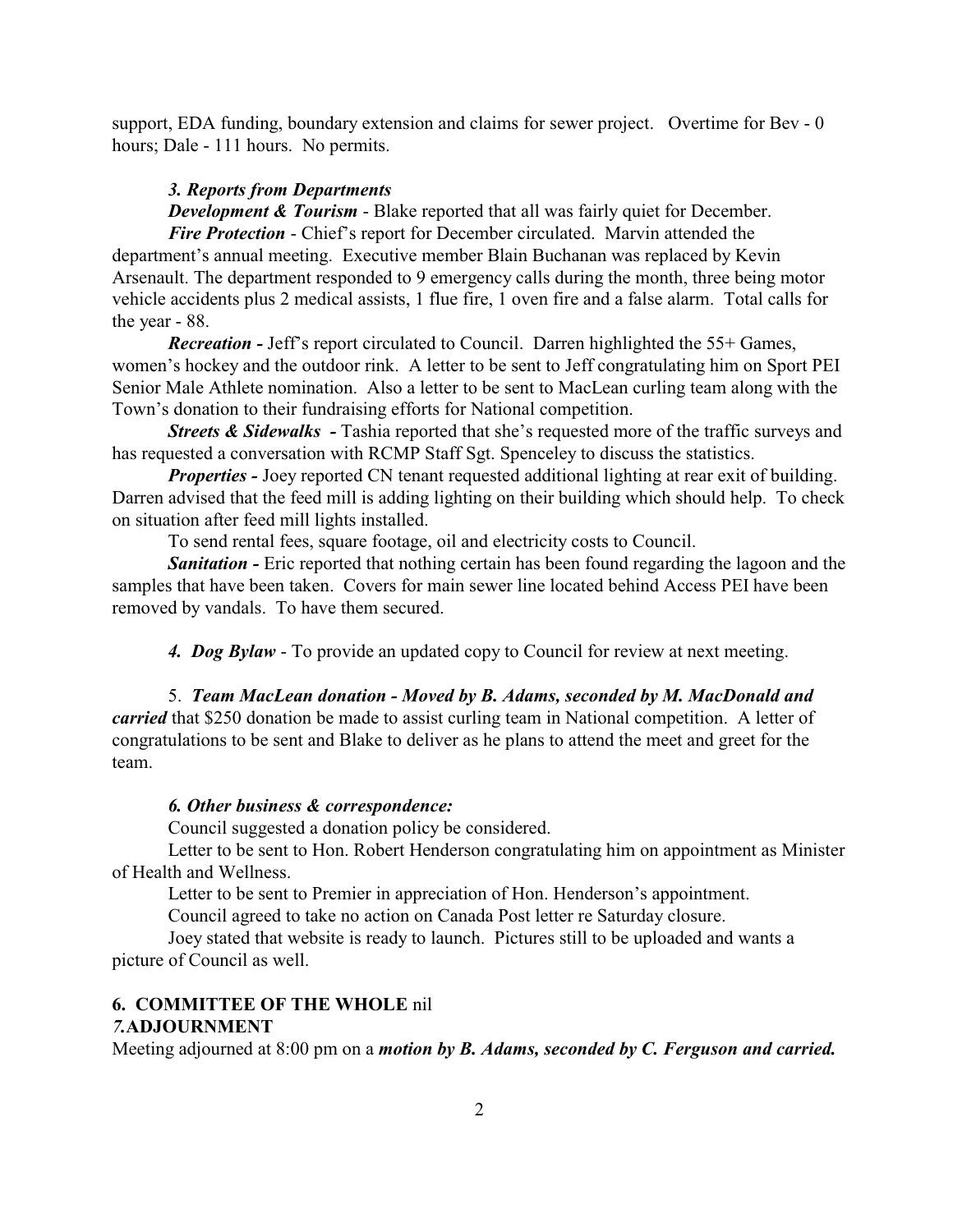support, EDA funding, boundary extension and claims for sewer project. Overtime for Bev - 0 hours; Dale - 111 hours. No permits.

***3. Reports from Departments***

***Development & Tourism*** - Blake reported that all was fairly quiet for December.

***Fire Protection*** - Chief's report for December circulated. Marvin attended the department's annual meeting. Executive member Blain Buchanan was replaced by Kevin Arsenault. The department responded to 9 emergency calls during the month, three being motor vehicle accidents plus 2 medical assists, 1 flue fire, 1 oven fire and a false alarm. Total calls for the year - 88.

***Recreation -*** Jeff's report circulated to Council. Darren highlighted the 55+ Games, women's hockey and the outdoor rink. A letter to be sent to Jeff congratulating him on Sport PEI Senior Male Athlete nomination. Also a letter to be sent to MacLean curling team along with the Town's donation to their fundraising efforts for National competition.

***Streets & Sidewalks -*** Tashia reported that she's requested more of the traffic surveys and has requested a conversation with RCMP Staff Sgt. Spenceley to discuss the statistics.

***Properties -*** Joey reported CN tenant requested additional lighting at rear exit of building. Darren advised that the feed mill is adding lighting on their building which should help. To check on situation after feed mill lights installed.

To send rental fees, square footage, oil and electricity costs to Council.

***Sanitation -*** Eric reported that nothing certain has been found regarding the lagoon and the samples that have been taken. Covers for main sewer line located behind Access PEI have been removed by vandals. To have them secured.

***4. Dog Bylaw*** - To provide an updated copy to Council for review at next meeting.

5. ***Team MacLean donation - Moved by B. Adams, seconded by M. MacDonald and carried*** that $250 donation be made to assist curling team in National competition. A letter of congratulations to be sent and Blake to deliver as he plans to attend the meet and greet for the team.

***6. Other business & correspondence:***

Council suggested a donation policy be considered.

Letter to be sent to Hon. Robert Henderson congratulating him on appointment as Minister of Health and Wellness.

Letter to be sent to Premier in appreciation of Hon. Henderson's appointment.

Council agreed to take no action on Canada Post letter re Saturday closure.

Joey stated that website is ready to launch. Pictures still to be uploaded and wants a picture of Council as well.

**6. COMMITTEE OF THE WHOLE** nil

***7.*ADJOURNMENT**

Meeting adjourned at 8:00 pm on a ***motion by B. Adams, seconded by C. Ferguson and carried.***